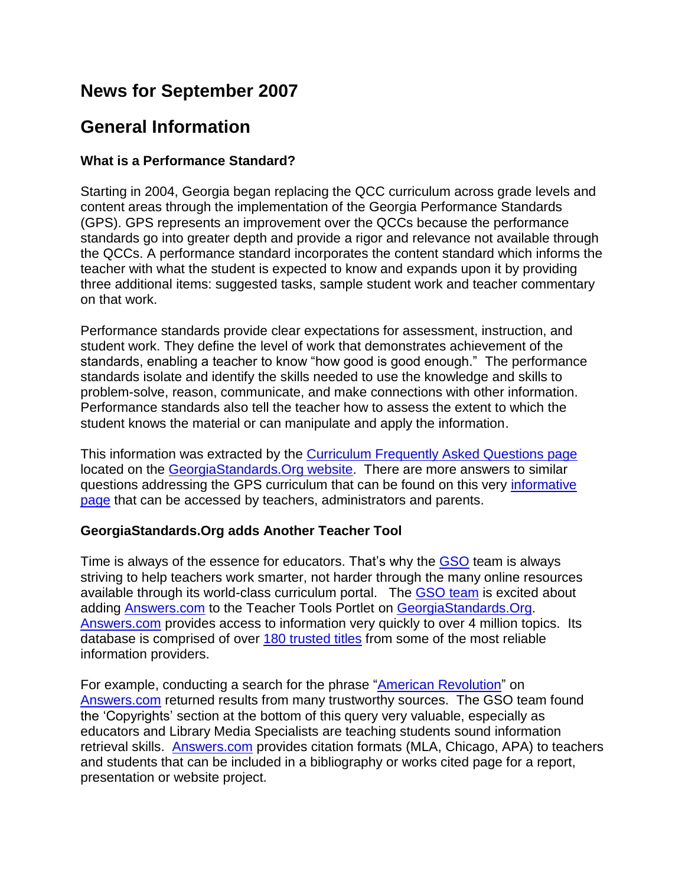# News for September 2007

# General Information

### What is a Performance Standard?

Starting in 2004, Georgia began replacing the QCC curriculum across grade levels and content areas through the implementation of the Georgia Performance Standards (GPS). GPS represents an improvement over the QCCs because the performance standards go into greater depth and provide a rigor and relevance not available through the QCCs. A performance standard incorporates the content standard which informs the teacher with what the student is expected to know and expands upon it by providing three additional items: suggested tasks, sample student work and teacher commentary on that work.

Performance standards provide clear expectations for assessment, instruction, and student work. They define the level of work that demonstrates achievement of the standards, enabling a teacher to know "how good is good enough." The performance standards isolate and identify the skills needed to use the knowledge and skills to problem-solve, reason, communicate, and make connections with other information. Performance standards also tell the teacher how to assess the extent to which the student knows the material or can manipulate and apply the information.

This information was extracted by the Curriculum Frequently Asked Questions page located on the GeorgiaStandards.Org website. There are more answers to similar questions addressing the GPS curriculum that can be found on this very informative page that can be accessed by teachers, administrators and parents.

### GeorgiaStandards.Org adds Another Teacher Tool

Time is always of the essence for educators. That's why the GSO team is always striving to help teachers work smarter, not harder through the many online resources available through its world-class curriculum portal. The GSO team is excited about adding Answers.com to the Teacher Tools Portlet on GeorgiaStandards.Org. Answers.com provides access to information very quickly to over 4 million topics. Its database is comprised of over 180 trusted titles from some of the most reliable information providers.

For example, conducting a search for the phrase "American Revolution" on Answers.com returned results from many trustworthy sources. The GSO team found the 'Copyrights' section at the bottom of this query very valuable, especially as educators and Library Media Specialists are teaching students sound information retrieval skills. Answers.com provides citation formats (MLA, Chicago, APA) to teachers and students that can be included in a bibliography or works cited page for a report, presentation or website project.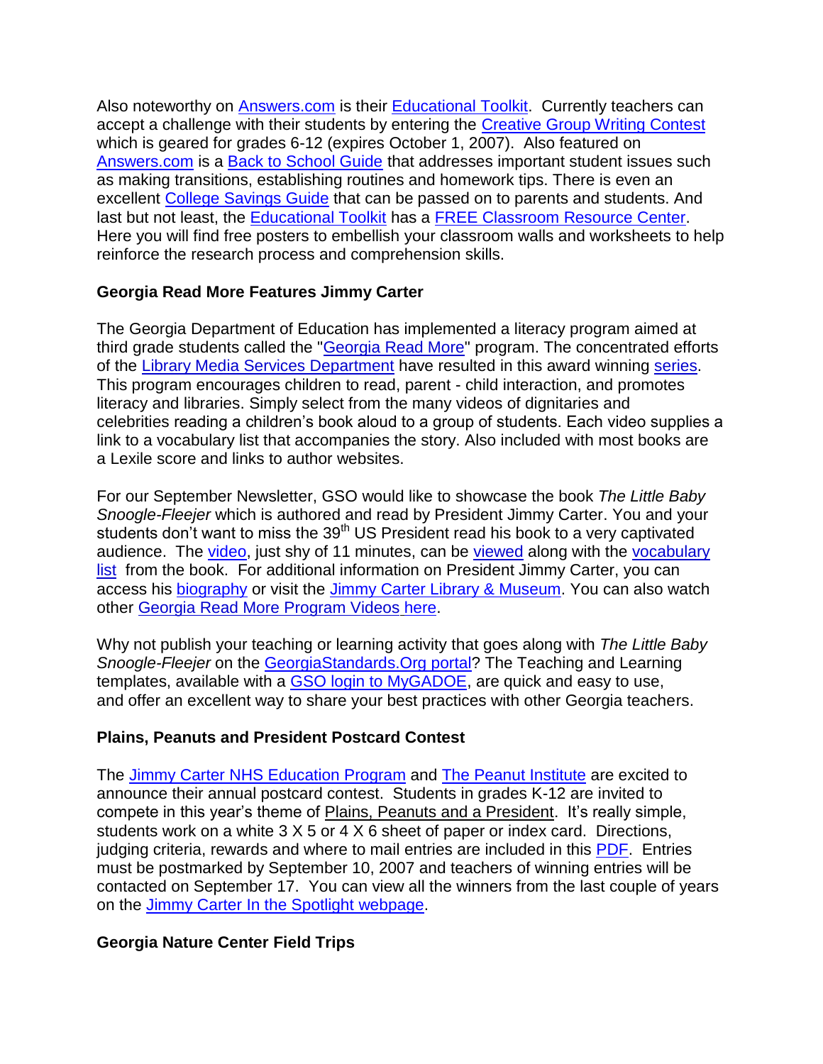Also noteworthy on Answers.com is their Educational Toolkit. Currently teachers can accept a challenge with their students by entering the Creative Group Writing Contest which is geared for grades 6-12 (expires October 1, 2007). Also featured on Answers.com is a Back to School Guide that addresses important student issues such as making transitions, establishing routines and homework tips. There is even an excellent College Savings Guide that can be passed on to parents and students. And last but not least, the Educational Toolkit has a FREE Classroom Resource Center. Here you will find free posters to embellish your classroom walls and worksheets to help reinforce the research process and comprehension skills.

**Georgia Read More Features Jimmy Carter**

The Georgia Department of Education has implemented a literacy program aimed at third grade students called the "Georgia Read More" program. The concentrated efforts of the Library Media Services Department have resulted in this award winning series. This program encourages children to read, parent - child interaction, and promotes literacy and libraries. Simply select from the many videos of dignitaries and celebrities reading a children's book aloud to a group of students. Each video supplies a link to a vocabulary list that accompanies the story. Also included with most books are a Lexile score and links to author websites.

For our September Newsletter, GSO would like to showcase the book *The Little Baby Snoogle-Fleejer* which is authored and read by President Jimmy Carter. You and your students don't want to miss the 39th US President read his book to a very captivated audience. The video, just shy of 11 minutes, can be viewed along with the vocabulary list from the book. For additional information on President Jimmy Carter, you can access his biography or visit the Jimmy Carter Library & Museum. You can also watch other Georgia Read More Program Videos here.

Why not publish your teaching or learning activity that goes along with *The Little Baby Snoogle-Fleejer* on the GeorgiaStandards.Org portal? The Teaching and Learning templates, available with a GSO login to MyGADOE, are quick and easy to use, and offer an excellent way to share your best practices with other Georgia teachers.

**Plains, Peanuts and President Postcard Contest**

The Jimmy Carter NHS Education Program and The Peanut Institute are excited to announce their annual postcard contest. Students in grades K-12 are invited to compete in this year's theme of Plains, Peanuts and a President. It's really simple, students work on a white 3 X 5 or 4 X 6 sheet of paper or index card. Directions, judging criteria, rewards and where to mail entries are included in this PDF. Entries must be postmarked by September 10, 2007 and teachers of winning entries will be contacted on September 17. You can view all the winners from the last couple of years on the Jimmy Carter In the Spotlight webpage.

**Georgia Nature Center Field Trips**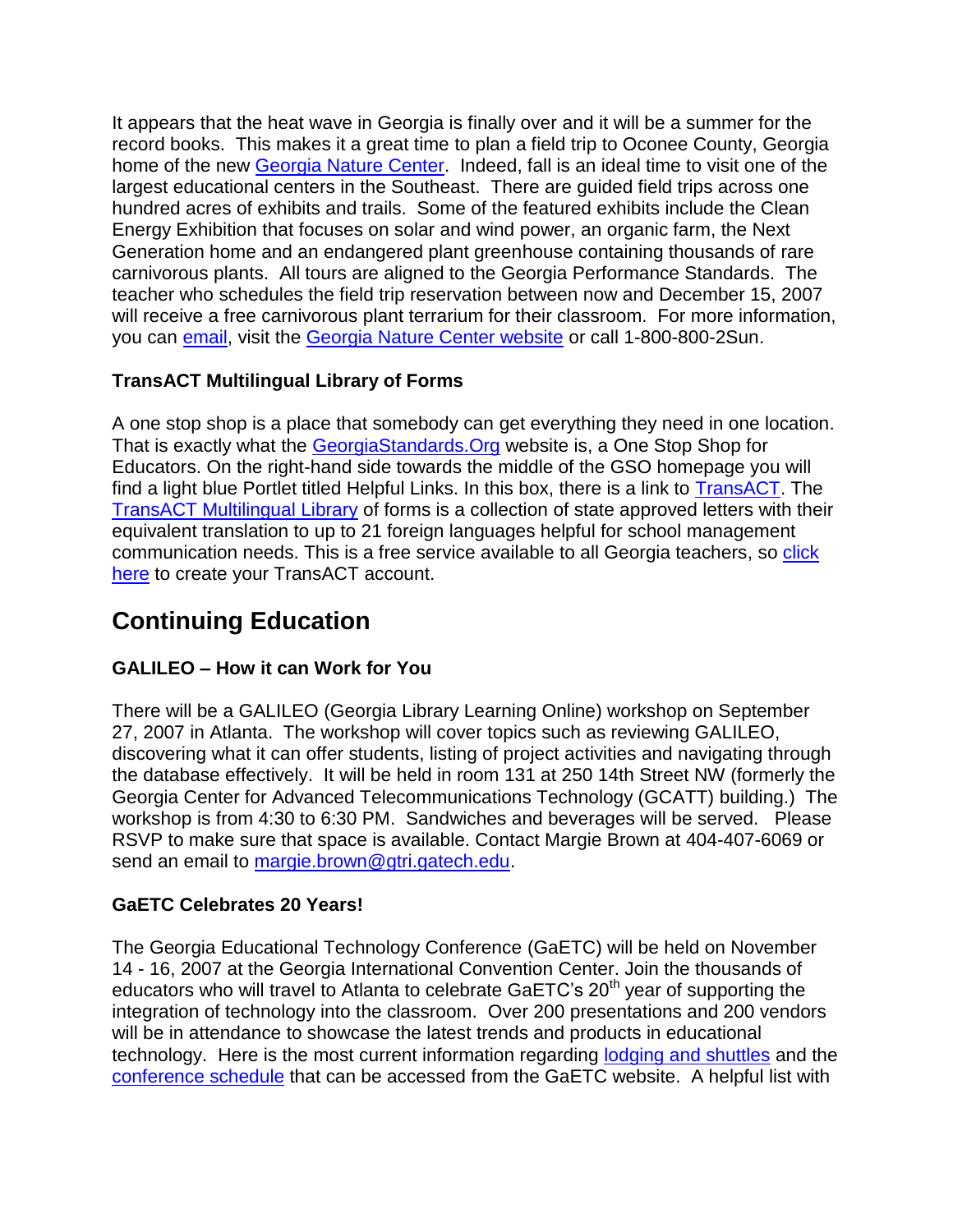It appears that the heat wave in Georgia is finally over and it will be a summer for the record books. This makes it a great time to plan a field trip to Oconee County, Georgia home of the new Georgia Nature Center. Indeed, fall is an ideal time to visit one of the largest educational centers in the Southeast. There are guided field trips across one hundred acres of exhibits and trails. Some of the featured exhibits include the Clean Energy Exhibition that focuses on solar and wind power, an organic farm, the Next Generation home and an endangered plant greenhouse containing thousands of rare carnivorous plants. All tours are aligned to the Georgia Performance Standards. The teacher who schedules the field trip reservation between now and December 15, 2007 will receive a free carnivorous plant terrarium for their classroom. For more information, you can email, visit the Georgia Nature Center website or call 1-800-800-2Sun.

**TransACT Multilingual Library of Forms**

A one stop shop is a place that somebody can get everything they need in one location. That is exactly what the GeorgiaStandards.Org website is, a One Stop Shop for Educators. On the right-hand side towards the middle of the GSO homepage you will find a light blue Portlet titled Helpful Links. In this box, there is a link to TransACT. The TransACT Multilingual Library of forms is a collection of state approved letters with their equivalent translation to up to 21 foreign languages helpful for school management communication needs. This is a free service available to all Georgia teachers, so click here to create your TransACT account.

## Continuing Education

**GALILEO – How it can Work for You**

There will be a GALILEO (Georgia Library Learning Online) workshop on September 27, 2007 in Atlanta. The workshop will cover topics such as reviewing GALILEO, discovering what it can offer students, listing of project activities and navigating through the database effectively. It will be held in room 131 at 250 14th Street NW (formerly the Georgia Center for Advanced Telecommunications Technology (GCATT) building.) The workshop is from 4:30 to 6:30 PM. Sandwiches and beverages will be served. Please RSVP to make sure that space is available. Contact Margie Brown at 404-407-6069 or send an email to margie.brown@gtri.gatech.edu.

**GaETC Celebrates 20 Years!**

The Georgia Educational Technology Conference (GaETC) will be held on November 14 - 16, 2007 at the Georgia International Convention Center. Join the thousands of educators who will travel to Atlanta to celebrate GaETC's 20th year of supporting the integration of technology into the classroom. Over 200 presentations and 200 vendors will be in attendance to showcase the latest trends and products in educational technology. Here is the most current information regarding lodging and shuttles and the conference schedule that can be accessed from the GaETC website. A helpful list with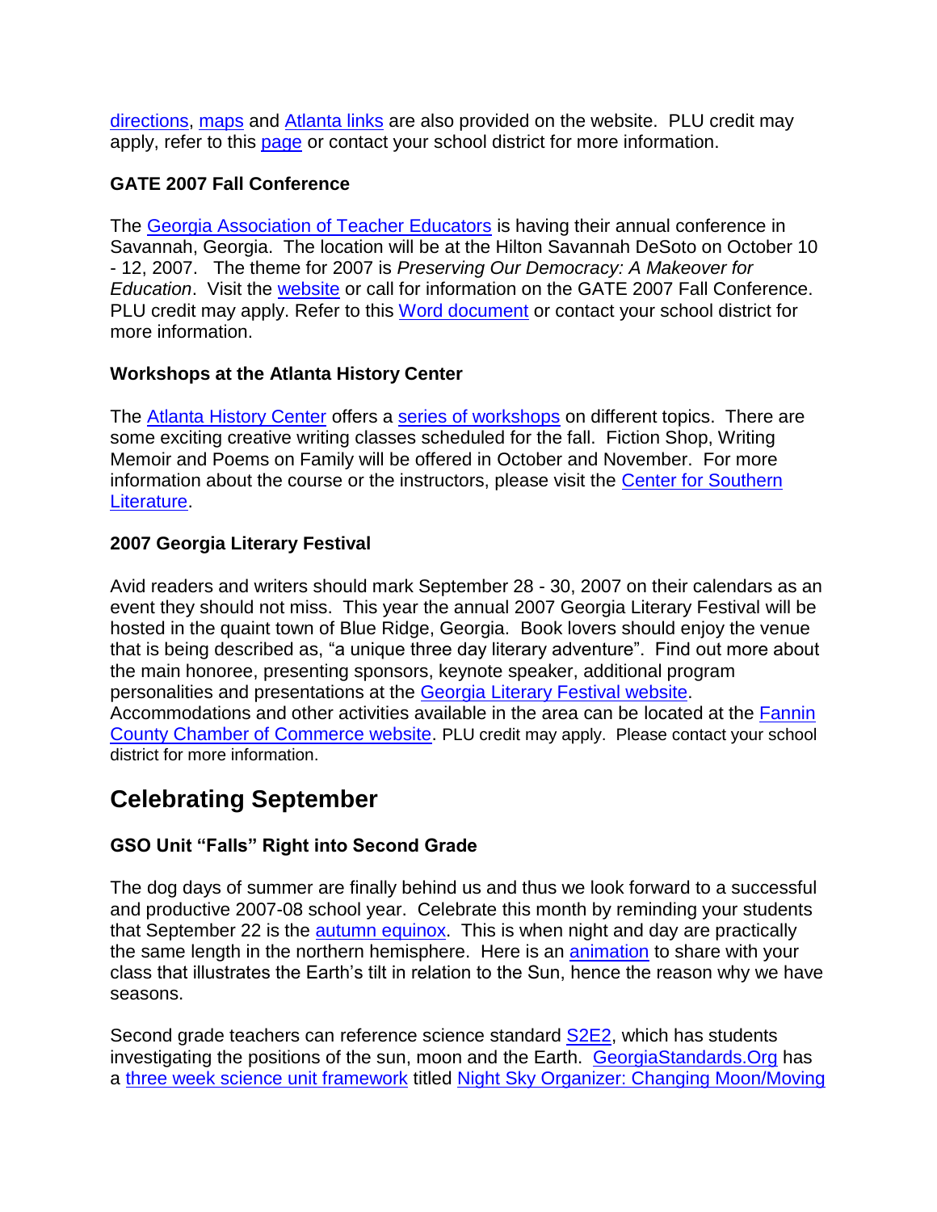directions, maps and Atlanta links are also provided on the website. PLU credit may apply, refer to this page or contact your school district for more information.

### GATE 2007 Fall Conference

The Georgia Association of Teacher Educators is having their annual conference in Savannah, Georgia. The location will be at the Hilton Savannah DeSoto on October 10 - 12, 2007. The theme for 2007 is *Preserving Our Democracy: A Makeover for Education*. Visit the website or call for information on the GATE 2007 Fall Conference. PLU credit may apply. Refer to this Word document or contact your school district for more information.

### Workshops at the Atlanta History Center

The Atlanta History Center offers a series of workshops on different topics. There are some exciting creative writing classes scheduled for the fall. Fiction Shop, Writing Memoir and Poems on Family will be offered in October and November. For more information about the course or the instructors, please visit the Center for Southern Literature.

### 2007 Georgia Literary Festival

Avid readers and writers should mark September 28 - 30, 2007 on their calendars as an event they should not miss. This year the annual 2007 Georgia Literary Festival will be hosted in the quaint town of Blue Ridge, Georgia. Book lovers should enjoy the venue that is being described as, "a unique three day literary adventure". Find out more about the main honoree, presenting sponsors, keynote speaker, additional program personalities and presentations at the Georgia Literary Festival website. Accommodations and other activities available in the area can be located at the Fannin County Chamber of Commerce website. PLU credit may apply. Please contact your school district for more information.

## Celebrating September

### GSO Unit "Falls" Right into Second Grade

The dog days of summer are finally behind us and thus we look forward to a successful and productive 2007-08 school year. Celebrate this month by reminding your students that September 22 is the autumn equinox. This is when night and day are practically the same length in the northern hemisphere. Here is an animation to share with your class that illustrates the Earth's tilt in relation to the Sun, hence the reason why we have seasons.

Second grade teachers can reference science standard S2E2, which has students investigating the positions of the sun, moon and the Earth. GeorgiaStandards.Org has a three week science unit framework titled Night Sky Organizer: Changing Moon/Moving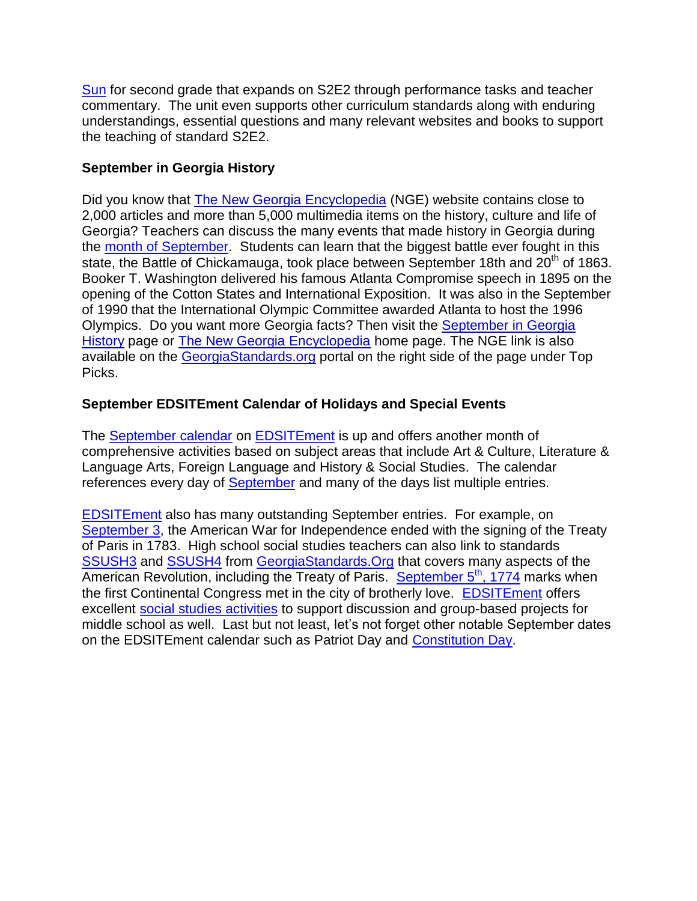Sun for second grade that expands on S2E2 through performance tasks and teacher commentary. The unit even supports other curriculum standards along with enduring understandings, essential questions and many relevant websites and books to support the teaching of standard S2E2.

**September in Georgia History**

Did you know that The New Georgia Encyclopedia (NGE) website contains close to 2,000 articles and more than 5,000 multimedia items on the history, culture and life of Georgia? Teachers can discuss the many events that made history in Georgia during the month of September. Students can learn that the biggest battle ever fought in this state, the Battle of Chickamauga, took place between September 18th and 20th of 1863. Booker T. Washington delivered his famous Atlanta Compromise speech in 1895 on the opening of the Cotton States and International Exposition. It was also in the September of 1990 that the International Olympic Committee awarded Atlanta to host the 1996 Olympics. Do you want more Georgia facts? Then visit the September in Georgia History page or The New Georgia Encyclopedia home page. The NGE link is also available on the GeorgiaStandards.org portal on the right side of the page under Top Picks.

**September EDSITEment Calendar of Holidays and Special Events**

The September calendar on EDSITEment is up and offers another month of comprehensive activities based on subject areas that include Art & Culture, Literature & Language Arts, Foreign Language and History & Social Studies. The calendar references every day of September and many of the days list multiple entries.

EDSITEment also has many outstanding September entries. For example, on September 3, the American War for Independence ended with the signing of the Treaty of Paris in 1783. High school social studies teachers can also link to standards SSUSH3 and SSUSH4 from GeorgiaStandards.Org that covers many aspects of the American Revolution, including the Treaty of Paris. September 5th, 1774 marks when the first Continental Congress met in the city of brotherly love. EDSITEment offers excellent social studies activities to support discussion and group-based projects for middle school as well. Last but not least, let's not forget other notable September dates on the EDSITEment calendar such as Patriot Day and Constitution Day.